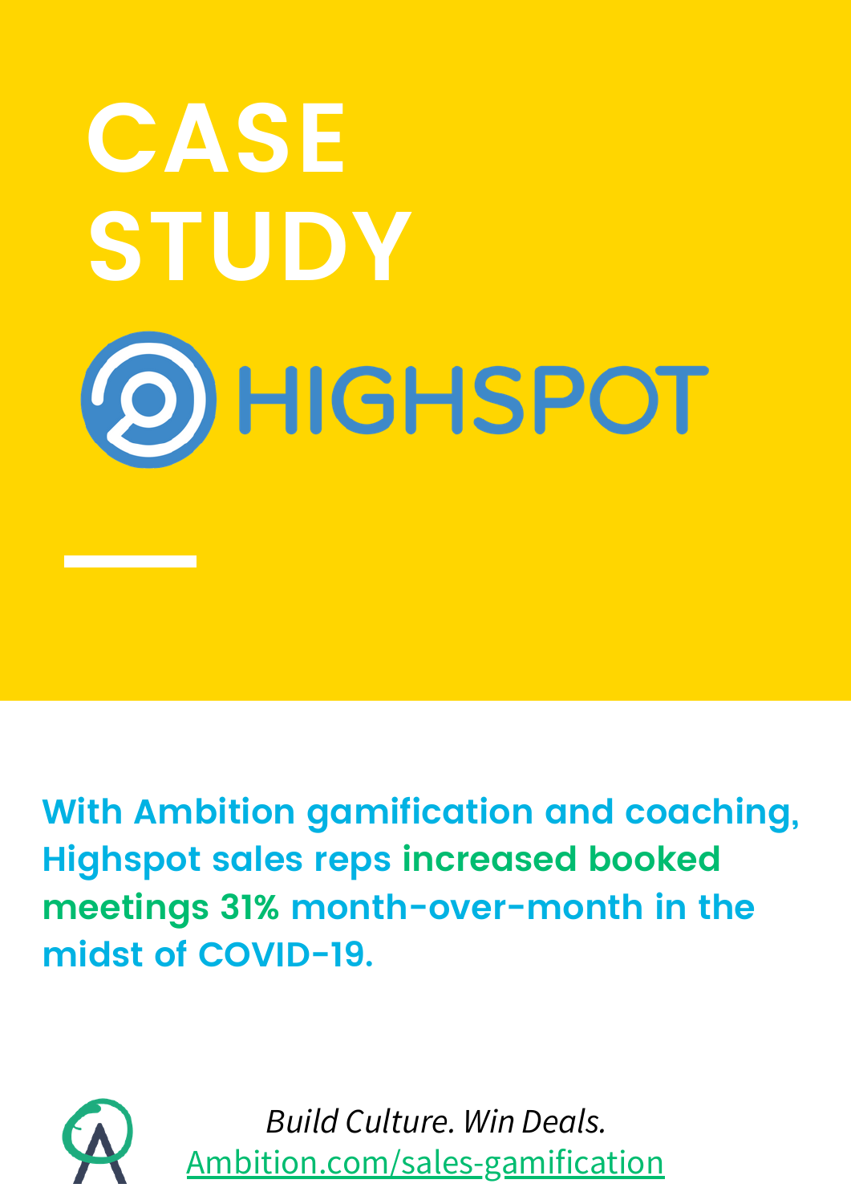# CASE STUDY

# HIGHSPOT

**With Ambition gamification and coaching, Highspot sales reps increased booked meetings 31% month-over-month in the midst of COVID-19.**

*Build Culture. Win Deals.*
Ambition.com/sales-gamification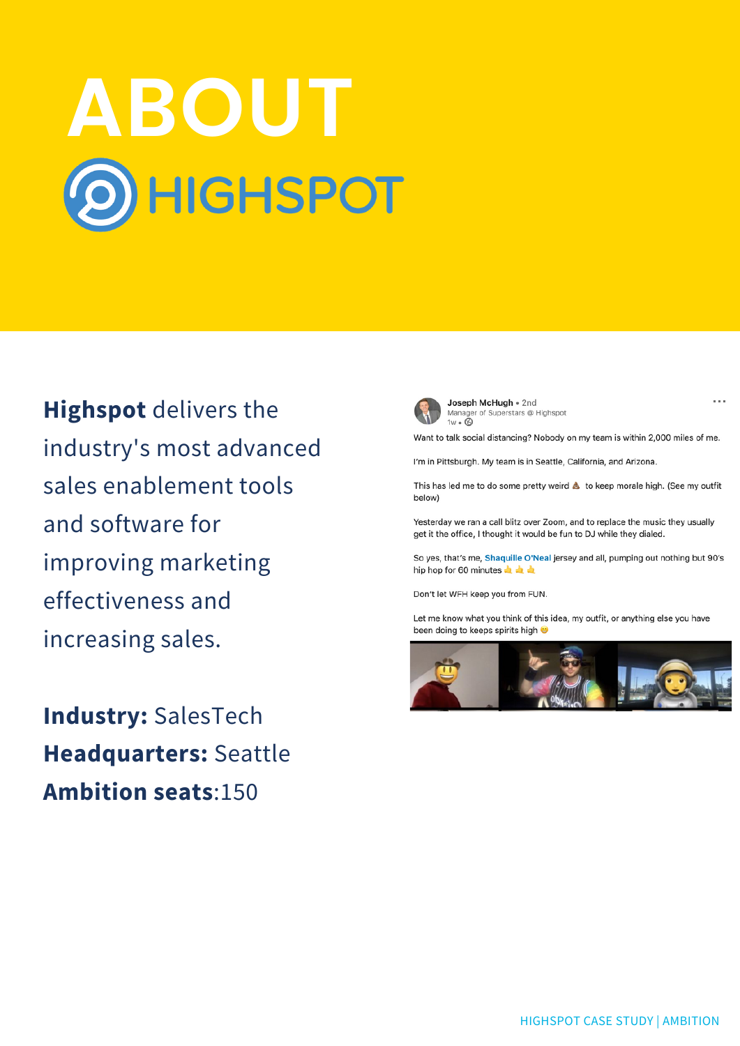# ABOUT HIGHSPOT

**Highspot** delivers the industry's most advanced sales enablement tools and software for improving marketing effectiveness and increasing sales.

**Industry:** SalesTech
**Headquarters:** Seattle
**Ambition seats**:150

Joseph McHugh • 2nd
Manager of Superstars @ Highspot
1w •

Want to talk social distancing? Nobody on my team is within 2,000 miles of me.

I'm in Pittsburgh. My team is in Seattle, California, and Arizona.

This has led me to do some pretty weird 💩 to keep morale high. (See my outfit below)

Yesterday we ran a call blitz over Zoom, and to replace the music they usually get it the office, I thought it would be fun to DJ while they dialed.

So yes, that's me, Shaquille O'Neal jersey and all, pumping out nothing but 90's hip hop for 60 minutes 👍 👍 👍

Don't let WFH keep you from FUN.

Let me know what you think of this idea, my outfit, or anything else you have been doing to keeps spirits high 😊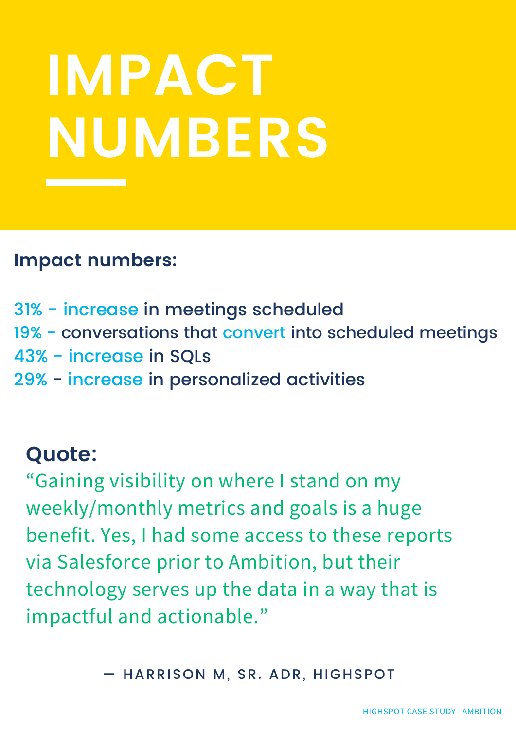# IMPACT NUMBERS

**Impact numbers:**

31% - increase in meetings scheduled
19% - conversations that convert into scheduled meetings
43% - increase in SQLs
29% - increase in personalized activities

## Quote:

"Gaining visibility on where I stand on my weekly/monthly metrics and goals is a huge benefit. Yes, I had some access to these reports via Salesforce prior to Ambition, but their technology serves up the data in a way that is impactful and actionable."

— HARRISON M, SR. ADR, HIGHSPOT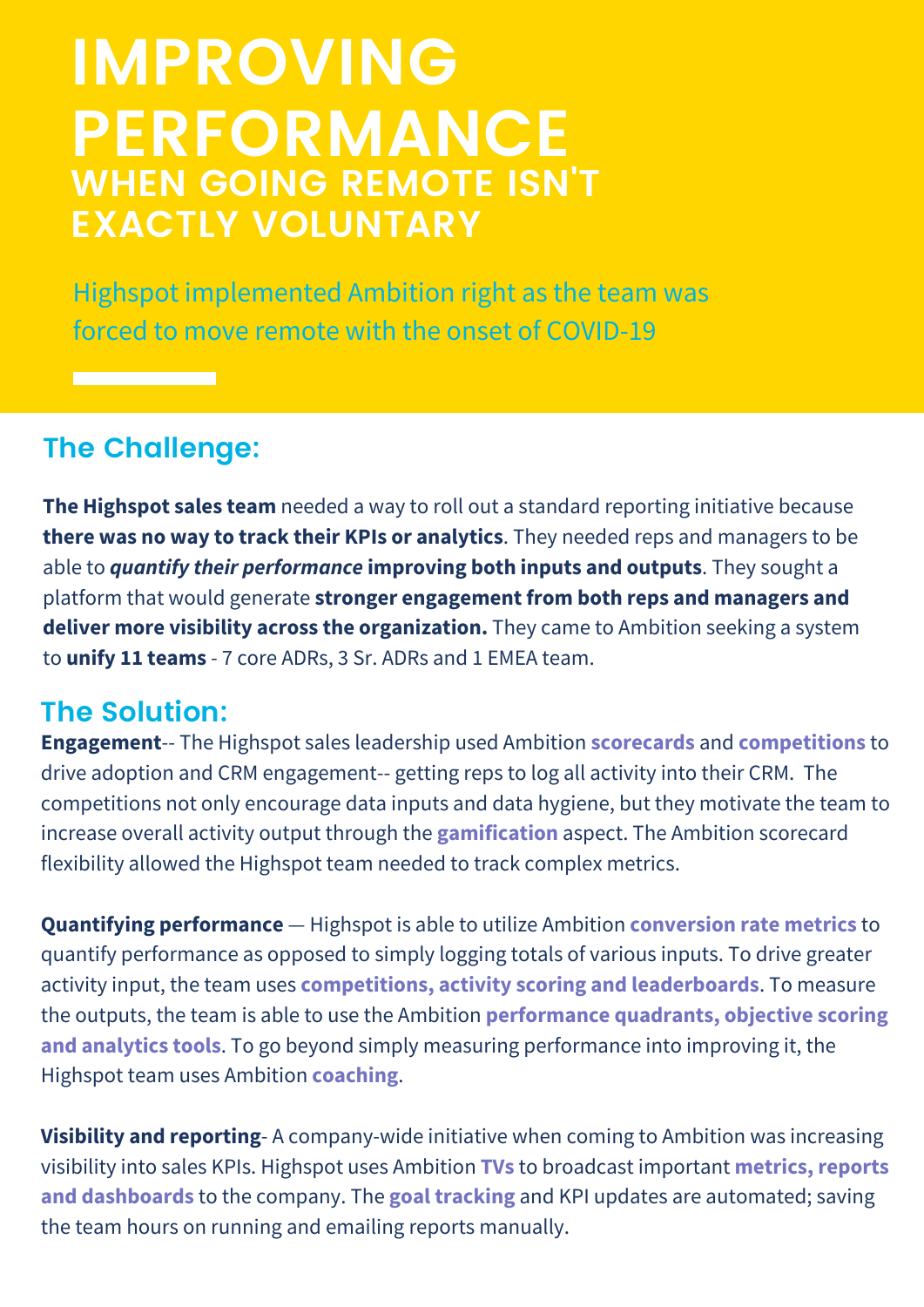# IMPROVING PERFORMANCE

## WHEN GOING REMOTE ISN'T EXACTLY VOLUNTARY

Highspot implemented Ambition right as the team was forced to move remote with the onset of COVID-19

## The Challenge:

**The Highspot sales team** needed a way to roll out a standard reporting initiative because **there was no way to track their KPIs or analytics**. They needed reps and managers to be able to ***quantify their performance*** **improving both inputs and outputs**. They sought a platform that would generate **stronger engagement from both reps and managers and deliver more visibility across the organization.** They came to Ambition seeking a system to **unify 11 teams** - 7 core ADRs, 3 Sr. ADRs and 1 EMEA team.

## The Solution:

**Engagement**-- The Highspot sales leadership used Ambition **scorecards** and **competitions** to drive adoption and CRM engagement-- getting reps to log all activity into their CRM. The competitions not only encourage data inputs and data hygiene, but they motivate the team to increase overall activity output through the **gamification** aspect. The Ambition scorecard flexibility allowed the Highspot team needed to track complex metrics.

**Quantifying performance** — Highspot is able to utilize Ambition **conversion rate metrics** to quantify performance as opposed to simply logging totals of various inputs. To drive greater activity input, the team uses **competitions, activity scoring and leaderboards**. To measure the outputs, the team is able to use the Ambition **performance quadrants, objective scoring and analytics tools**. To go beyond simply measuring performance into improving it, the Highspot team uses Ambition **coaching**.

**Visibility and reporting**- A company-wide initiative when coming to Ambition was increasing visibility into sales KPIs. Highspot uses Ambition **TVs** to broadcast important **metrics, reports and dashboards** to the company. The **goal tracking** and KPI updates are automated; saving the team hours on running and emailing reports manually.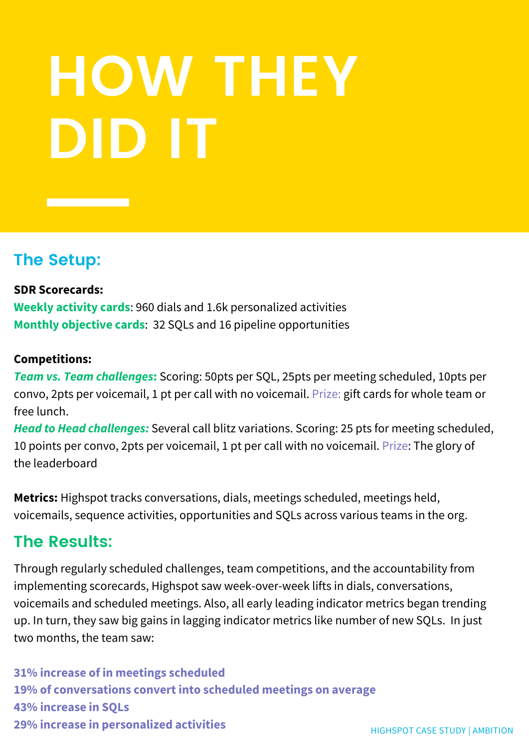# HOW THEY DID IT

## The Setup:

**SDR Scorecards:**
**Weekly activity cards**: 960 dials and 1.6k personalized activities
**Monthly objective cards**: 32 SQLs and 16 pipeline opportunities

**Competitions:**
***Team vs. Team challenges*****:** Scoring: 50pts per SQL, 25pts per meeting scheduled, 10pts per convo, 2pts per voicemail, 1 pt per call with no voicemail. Prize: gift cards for whole team or free lunch.
***Head to Head challenges:*** Several call blitz variations. Scoring: 25 pts for meeting scheduled, 10 points per convo, 2pts per voicemail, 1 pt per call with no voicemail. Prize: The glory of the leaderboard

**Metrics:** Highspot tracks conversations, dials, meetings scheduled, meetings held, voicemails, sequence activities, opportunities and SQLs across various teams in the org.

## The Results:

Through regularly scheduled challenges, team competitions, and the accountability from implementing scorecards, Highspot saw week-over-week lifts in dials, conversations, voicemails and scheduled meetings. Also, all early leading indicator metrics began trending up. In turn, they saw big gains in lagging indicator metrics like number of new SQLs. In just two months, the team saw:

**31% increase of in meetings scheduled**
**19% of conversations convert into scheduled meetings on average**
**43% increase in SQLs**
**29% increase in personalized activities**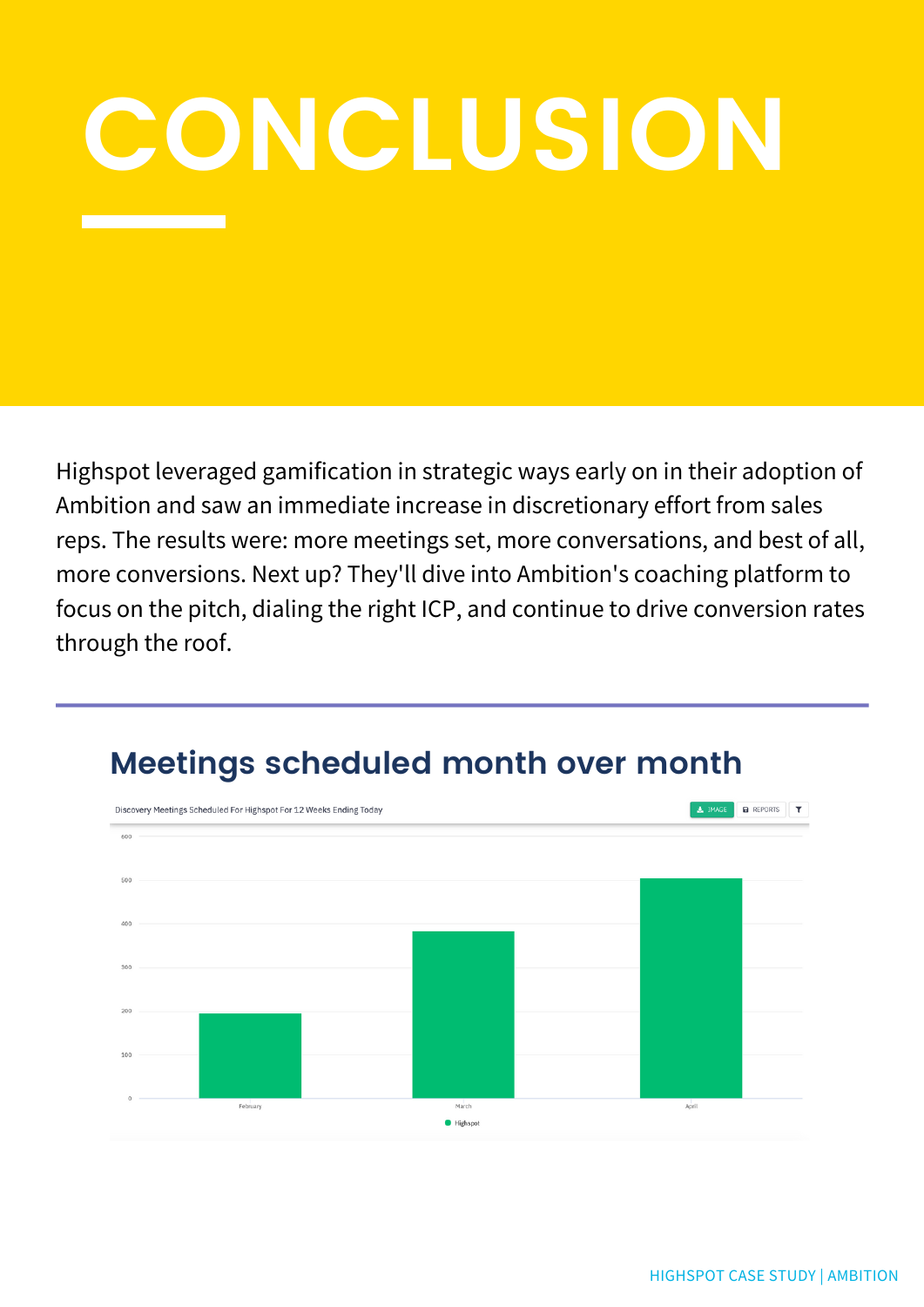# CONCLUSION

Highspot leveraged gamification in strategic ways early on in their adoption of Ambition and saw an immediate increase in discretionary effort from sales reps. The results were: more meetings set, more conversations, and best of all, more conversions. Next up? They'll dive into Ambition's coaching platform to focus on the pitch, dialing the right ICP, and continue to drive conversion rates through the roof.

---

## Meetings scheduled month over month

Discovery Meetings Scheduled For Highspot For 12 Weeks Ending Today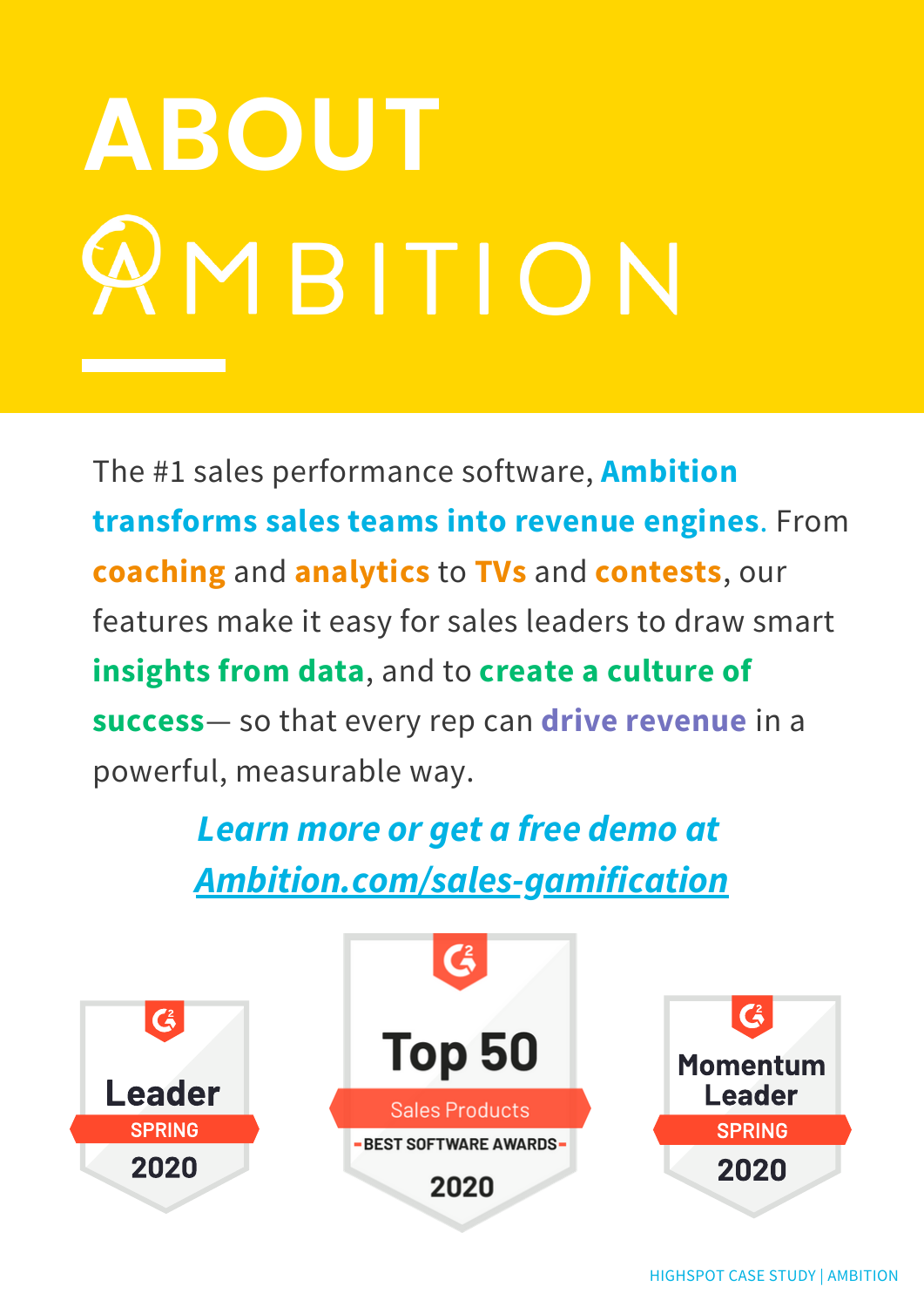# ABOUT AMBITION

The #1 sales performance software, **Ambition transforms sales teams into revenue engines**. From **coaching** and **analytics** to **TVs** and **contests**, our features make it easy for sales leaders to draw smart **insights from data**, and to **create a culture of success**— so that every rep can **drive revenue** in a powerful, measurable way.

***Learn more or get a free demo at [Ambition.com/sales-gamification](Ambition.com/sales-gamification)***

Leader
SPRING
2020

Top 50
Sales Products
BEST SOFTWARE AWARDS
2020

Momentum Leader
SPRING
2020